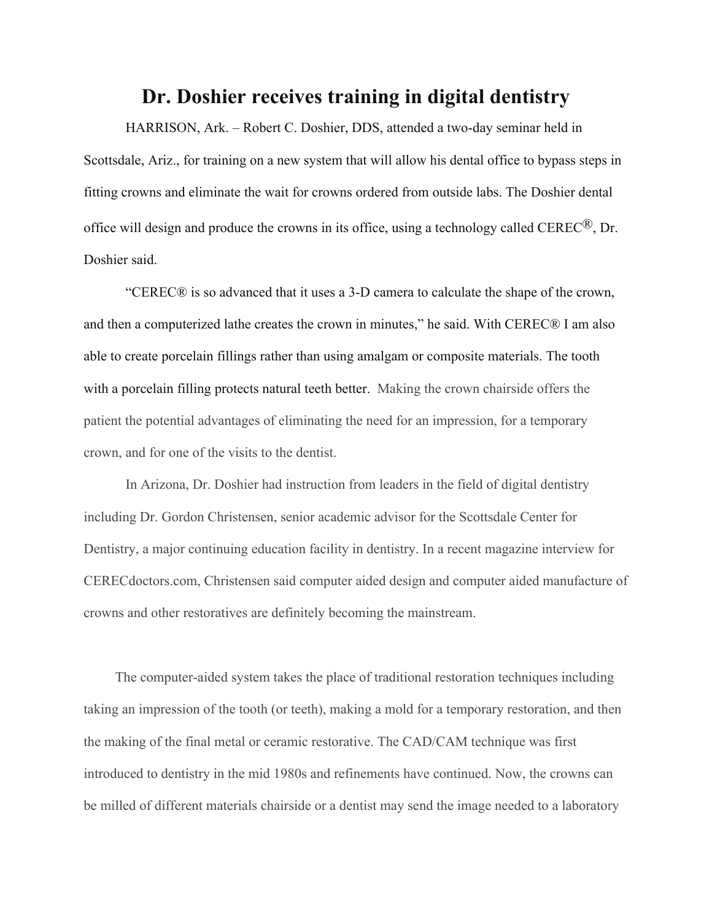# Dr. Doshier receives training in digital dentistry

HARRISON, Ark. – Robert C. Doshier, DDS, attended a two-day seminar held in Scottsdale, Ariz., for training on a new system that will allow his dental office to bypass steps in fitting crowns and eliminate the wait for crowns ordered from outside labs. The Doshier dental office will design and produce the crowns in its office, using a technology called CEREC®, Dr. Doshier said.

"CEREC® is so advanced that it uses a 3-D camera to calculate the shape of the crown, and then a computerized lathe creates the crown in minutes," he said. With CEREC® I am also able to create porcelain fillings rather than using amalgam or composite materials. The tooth with a porcelain filling protects natural teeth better. Making the crown chairside offers the patient the potential advantages of eliminating the need for an impression, for a temporary crown, and for one of the visits to the dentist.

In Arizona, Dr. Doshier had instruction from leaders in the field of digital dentistry including Dr. Gordon Christensen, senior academic advisor for the Scottsdale Center for Dentistry, a major continuing education facility in dentistry. In a recent magazine interview for CERECdoctors.com, Christensen said computer aided design and computer aided manufacture of crowns and other restoratives are definitely becoming the mainstream.

The computer-aided system takes the place of traditional restoration techniques including taking an impression of the tooth (or teeth), making a mold for a temporary restoration, and then the making of the final metal or ceramic restorative. The CAD/CAM technique was first introduced to dentistry in the mid 1980s and refinements have continued. Now, the crowns can be milled of different materials chairside or a dentist may send the image needed to a laboratory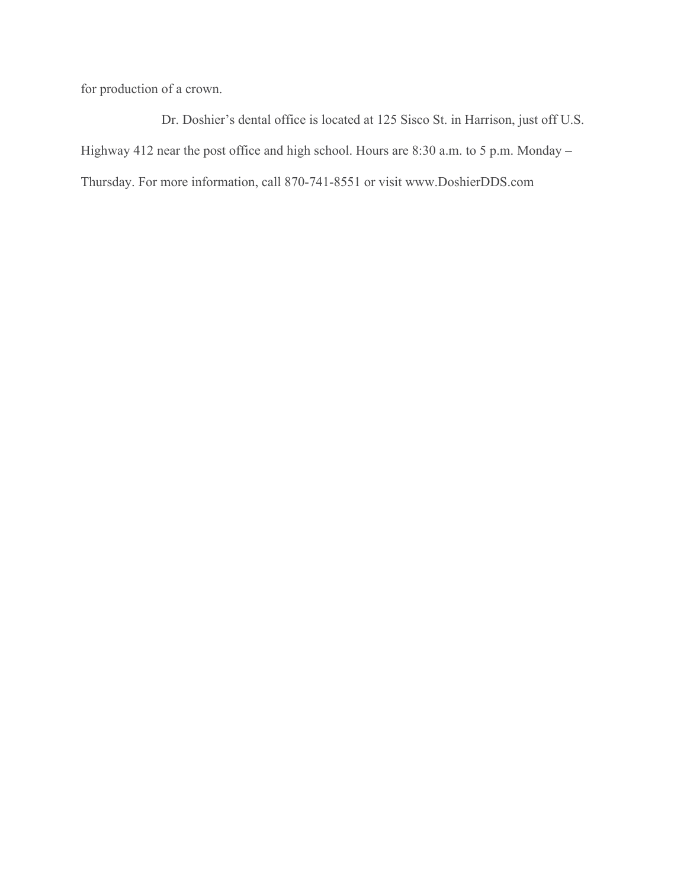for production of a crown.

Dr. Doshier's dental office is located at 125 Sisco St. in Harrison, just off U.S. Highway 412 near the post office and high school. Hours are 8:30 a.m. to 5 p.m. Monday – Thursday. For more information, call 870-741-8551 or visit www.DoshierDDS.com